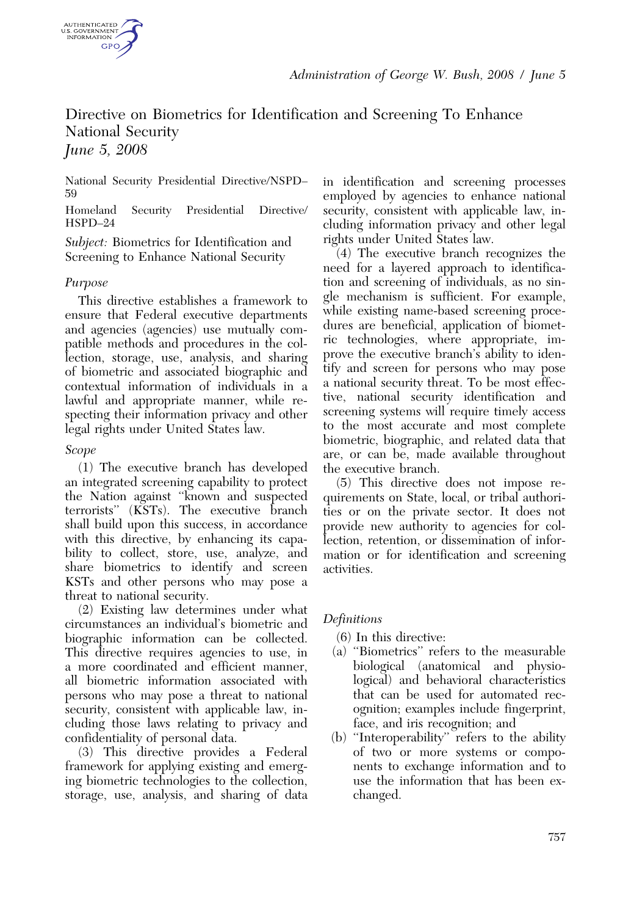# Directive on Biometrics for Identification and Screening To Enhance National Security

*June 5, 2008*

National Security Presidential Directive/NSPD–59

Homeland Security Presidential Directive/HSPD–24

*Subject:* Biometrics for Identification and Screening to Enhance National Security

### *Purpose*

This directive establishes a framework to ensure that Federal executive departments and agencies (agencies) use mutually compatible methods and procedures in the collection, storage, use, analysis, and sharing of biometric and associated biographic and contextual information of individuals in a lawful and appropriate manner, while respecting their information privacy and other legal rights under United States law.

### *Scope*

(1) The executive branch has developed an integrated screening capability to protect the Nation against "known and suspected terrorists" (KSTs). The executive branch shall build upon this success, in accordance with this directive, by enhancing its capability to collect, store, use, analyze, and share biometrics to identify and screen KSTs and other persons who may pose a threat to national security.

(2) Existing law determines under what circumstances an individual's biometric and biographic information can be collected. This directive requires agencies to use, in a more coordinated and efficient manner, all biometric information associated with persons who may pose a threat to national security, consistent with applicable law, including those laws relating to privacy and confidentiality of personal data.

(3) This directive provides a Federal framework for applying existing and emerging biometric technologies to the collection, storage, use, analysis, and sharing of data in identification and screening processes employed by agencies to enhance national security, consistent with applicable law, including information privacy and other legal rights under United States law.

(4) The executive branch recognizes the need for a layered approach to identification and screening of individuals, as no single mechanism is sufficient. For example, while existing name-based screening procedures are beneficial, application of biometric technologies, where appropriate, improve the executive branch's ability to identify and screen for persons who may pose a national security threat. To be most effective, national security identification and screening systems will require timely access to the most accurate and most complete biometric, biographic, and related data that are, or can be, made available throughout the executive branch.

(5) This directive does not impose requirements on State, local, or tribal authorities or on the private sector. It does not provide new authority to agencies for collection, retention, or dissemination of information or for identification and screening activities.

### *Definitions*

(6) In this directive:

(a) "Biometrics" refers to the measurable biological (anatomical and physiological) and behavioral characteristics that can be used for automated recognition; examples include fingerprint, face, and iris recognition; and

(b) "Interoperability" refers to the ability of two or more systems or components to exchange information and to use the information that has been exchanged.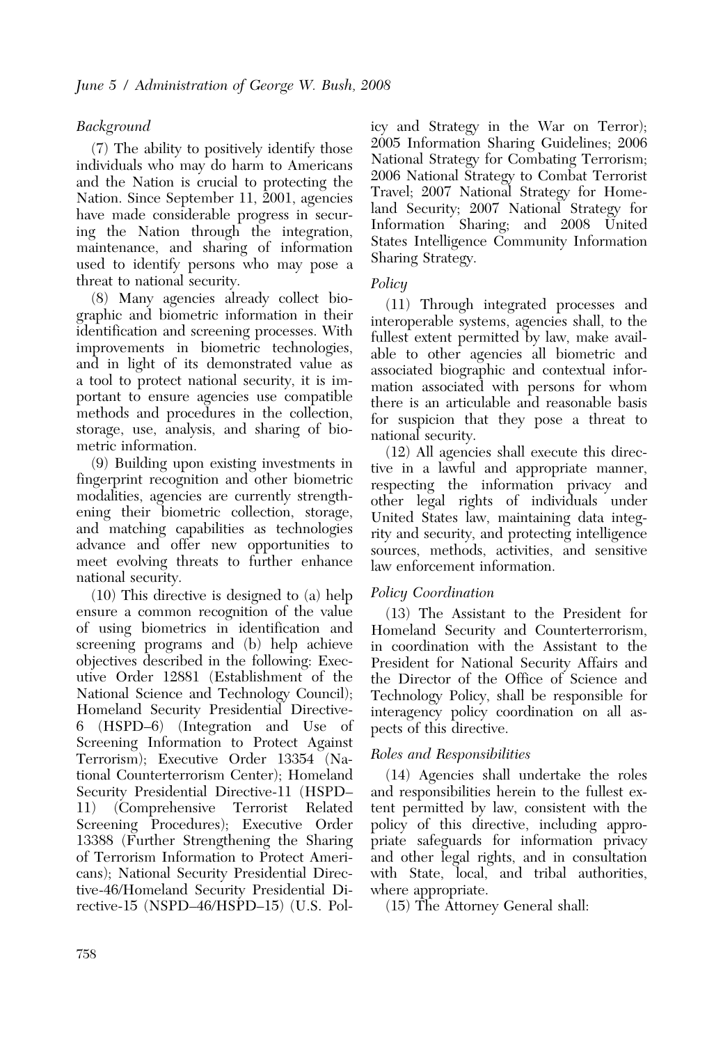### *Background*

(7) The ability to positively identify those individuals who may do harm to Americans and the Nation is crucial to protecting the Nation. Since September 11, 2001, agencies have made considerable progress in securing the Nation through the integration, maintenance, and sharing of information used to identify persons who may pose a threat to national security.

(8) Many agencies already collect biographic and biometric information in their identification and screening processes. With improvements in biometric technologies, and in light of its demonstrated value as a tool to protect national security, it is important to ensure agencies use compatible methods and procedures in the collection, storage, use, analysis, and sharing of biometric information.

(9) Building upon existing investments in fingerprint recognition and other biometric modalities, agencies are currently strengthening their biometric collection, storage, and matching capabilities as technologies advance and offer new opportunities to meet evolving threats to further enhance national security.

(10) This directive is designed to (a) help ensure a common recognition of the value of using biometrics in identification and screening programs and (b) help achieve objectives described in the following: Executive Order 12881 (Establishment of the National Science and Technology Council); Homeland Security Presidential Directive-6 (HSPD–6) (Integration and Use of Screening Information to Protect Against Terrorism); Executive Order 13354 (National Counterterrorism Center); Homeland Security Presidential Directive-11 (HSPD–11) (Comprehensive Terrorist Related Screening Procedures); Executive Order 13388 (Further Strengthening the Sharing of Terrorism Information to Protect Americans); National Security Presidential Directive-46/Homeland Security Presidential Directive-15 (NSPD–46/HSPD–15) (U.S. Policy and Strategy in the War on Terror); 2005 Information Sharing Guidelines; 2006 National Strategy for Combating Terrorism; 2006 National Strategy to Combat Terrorist Travel; 2007 National Strategy for Homeland Security; 2007 National Strategy for Information Sharing; and 2008 United States Intelligence Community Information Sharing Strategy.

### *Policy*

(11) Through integrated processes and interoperable systems, agencies shall, to the fullest extent permitted by law, make available to other agencies all biometric and associated biographic and contextual information associated with persons for whom there is an articulable and reasonable basis for suspicion that they pose a threat to national security.

(12) All agencies shall execute this directive in a lawful and appropriate manner, respecting the information privacy and other legal rights of individuals under United States law, maintaining data integrity and security, and protecting intelligence sources, methods, activities, and sensitive law enforcement information.

### *Policy Coordination*

(13) The Assistant to the President for Homeland Security and Counterterrorism, in coordination with the Assistant to the President for National Security Affairs and the Director of the Office of Science and Technology Policy, shall be responsible for interagency policy coordination on all aspects of this directive.

### *Roles and Responsibilities*

(14) Agencies shall undertake the roles and responsibilities herein to the fullest extent permitted by law, consistent with the policy of this directive, including appropriate safeguards for information privacy and other legal rights, and in consultation with State, local, and tribal authorities, where appropriate.

(15) The Attorney General shall: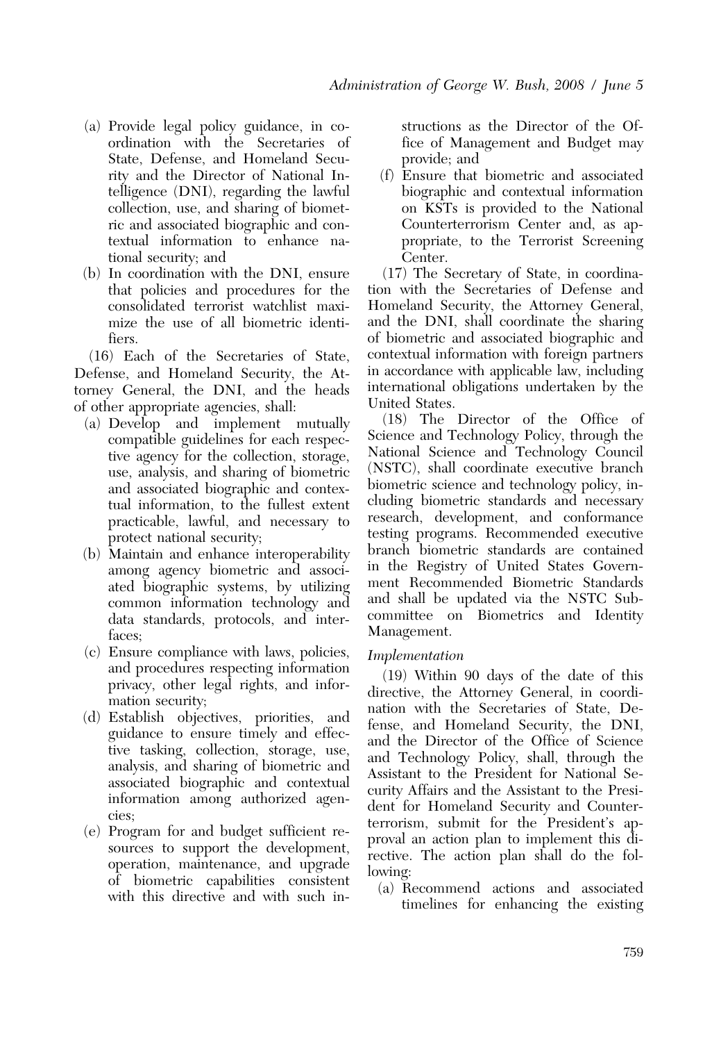(a) Provide legal policy guidance, in coordination with the Secretaries of State, Defense, and Homeland Security and the Director of National Intelligence (DNI), regarding the lawful collection, use, and sharing of biometric and associated biographic and contextual information to enhance national security; and

(b) In coordination with the DNI, ensure that policies and procedures for the consolidated terrorist watchlist maximize the use of all biometric identifiers.

(16) Each of the Secretaries of State, Defense, and Homeland Security, the Attorney General, the DNI, and the heads of other appropriate agencies, shall:

(a) Develop and implement mutually compatible guidelines for each respective agency for the collection, storage, use, analysis, and sharing of biometric and associated biographic and contextual information, to the fullest extent practicable, lawful, and necessary to protect national security;

(b) Maintain and enhance interoperability among agency biometric and associated biographic systems, by utilizing common information technology and data standards, protocols, and interfaces;

(c) Ensure compliance with laws, policies, and procedures respecting information privacy, other legal rights, and information security;

(d) Establish objectives, priorities, and guidance to ensure timely and effective tasking, collection, storage, use, analysis, and sharing of biometric and associated biographic and contextual information among authorized agencies;

(e) Program for and budget sufficient resources to support the development, operation, maintenance, and upgrade of biometric capabilities consistent with this directive and with such instructions as the Director of the Office of Management and Budget may provide; and

(f) Ensure that biometric and associated biographic and contextual information on KSTs is provided to the National Counterterrorism Center and, as appropriate, to the Terrorist Screening Center.

(17) The Secretary of State, in coordination with the Secretaries of Defense and Homeland Security, the Attorney General, and the DNI, shall coordinate the sharing of biometric and associated biographic and contextual information with foreign partners in accordance with applicable law, including international obligations undertaken by the United States.

(18) The Director of the Office of Science and Technology Policy, through the National Science and Technology Council (NSTC), shall coordinate executive branch biometric science and technology policy, including biometric standards and necessary research, development, and conformance testing programs. Recommended executive branch biometric standards are contained in the Registry of United States Government Recommended Biometric Standards and shall be updated via the NSTC Subcommittee on Biometrics and Identity Management.

*Implementation*

(19) Within 90 days of the date of this directive, the Attorney General, in coordination with the Secretaries of State, Defense, and Homeland Security, the DNI, and the Director of the Office of Science and Technology Policy, shall, through the Assistant to the President for National Security Affairs and the Assistant to the President for Homeland Security and Counterterrorism, submit for the President's approval an action plan to implement this directive. The action plan shall do the following:

(a) Recommend actions and associated timelines for enhancing the existing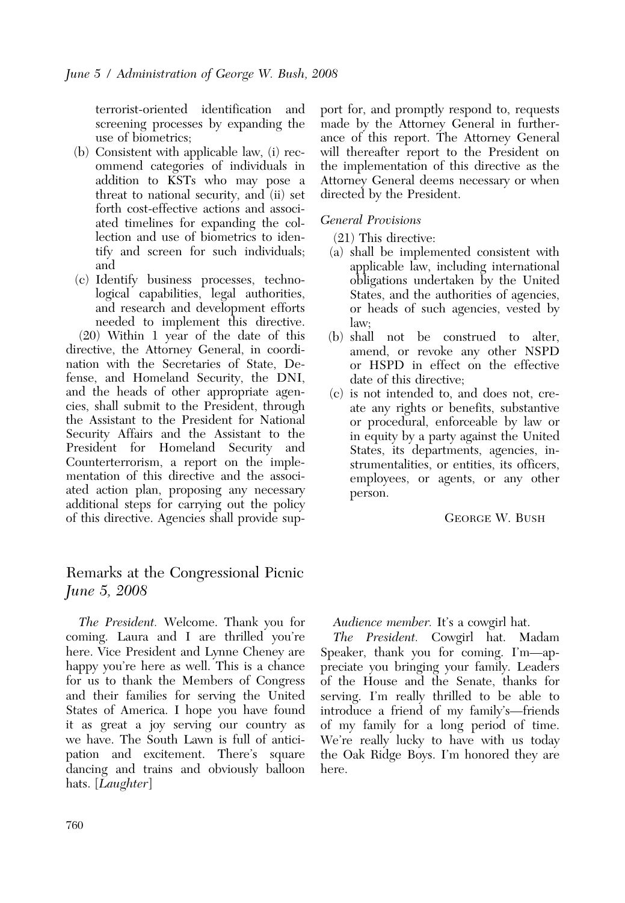terrorist-oriented identification and screening processes by expanding the use of biometrics;

(b) Consistent with applicable law, (i) recommend categories of individuals in addition to KSTs who may pose a threat to national security, and (ii) set forth cost-effective actions and associated timelines for expanding the collection and use of biometrics to identify and screen for such individuals; and

(c) Identify business processes, technological capabilities, legal authorities, and research and development efforts needed to implement this directive.

(20) Within 1 year of the date of this directive, the Attorney General, in coordination with the Secretaries of State, Defense, and Homeland Security, the DNI, and the heads of other appropriate agencies, shall submit to the President, through the Assistant to the President for National Security Affairs and the Assistant to the President for Homeland Security and Counterterrorism, a report on the implementation of this directive and the associated action plan, proposing any necessary additional steps for carrying out the policy of this directive. Agencies shall provide support for, and promptly respond to, requests made by the Attorney General in furtherance of this report. The Attorney General will thereafter report to the President on the implementation of this directive as the Attorney General deems necessary or when directed by the President.

*General Provisions*

(21) This directive:

(a) shall be implemented consistent with applicable law, including international obligations undertaken by the United States, and the authorities of agencies, or heads of such agencies, vested by law;

(b) shall not be construed to alter, amend, or revoke any other NSPD or HSPD in effect on the effective date of this directive;

(c) is not intended to, and does not, create any rights or benefits, substantive or procedural, enforceable by law or in equity by a party against the United States, its departments, agencies, instrumentalities, or entities, its officers, employees, or agents, or any other person.

GEORGE W. BUSH

## Remarks at the Congressional Picnic
*June 5, 2008*

*The President.* Welcome. Thank you for coming. Laura and I are thrilled you're here. Vice President and Lynne Cheney are happy you're here as well. This is a chance for us to thank the Members of Congress and their families for serving the United States of America. I hope you have found it as great a joy serving our country as we have. The South Lawn is full of anticipation and excitement. There's square dancing and trains and obviously balloon hats. [*Laughter*]

*Audience member.* It's a cowgirl hat.

*The President.* Cowgirl hat. Madam Speaker, thank you for coming. I'm—appreciate you bringing your family. Leaders of the House and the Senate, thanks for serving. I'm really thrilled to be able to introduce a friend of my family's—friends of my family for a long period of time. We're really lucky to have with us today the Oak Ridge Boys. I'm honored they are here.